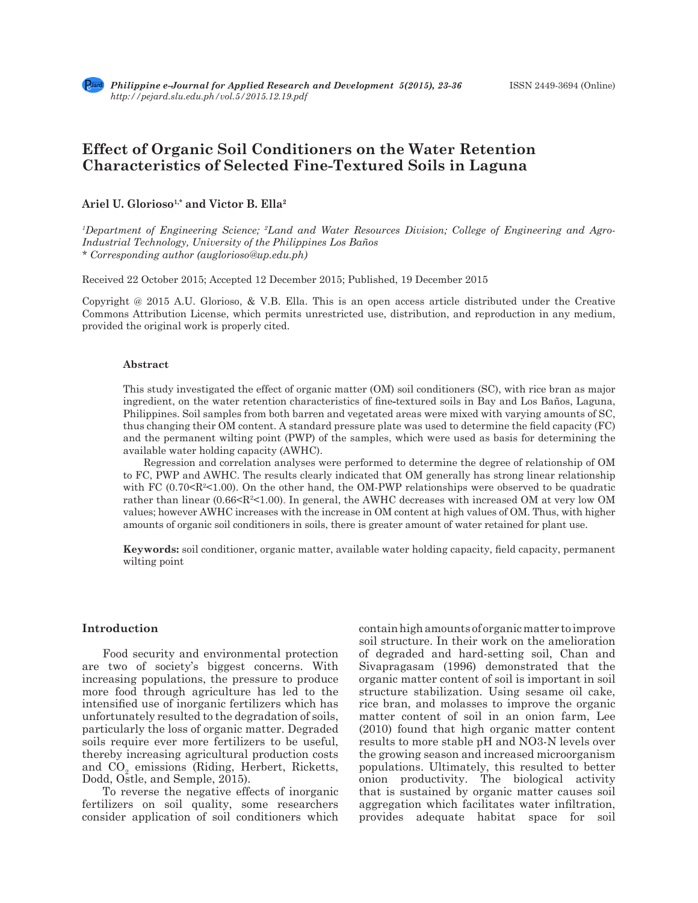# Effect of Organic Soil Conditioners on the Water Retention Characteristics of Selected Fine-Textured Soils in Laguna

**Ariel U. Glorioso[1,*] and Victor B. Ella[2]**

*[1]Department of Engineering Science; [2]Land and Water Resources Division; College of Engineering and Agro-Industrial Technology, University of the Philippines Los Baños*
*\* Corresponding author (auglorioso@up.edu.ph)*

Received 22 October 2015; Accepted 12 December 2015; Published, 19 December 2015

Copyright @ 2015 A.U. Glorioso, & V.B. Ella. This is an open access article distributed under the Creative Commons Attribution License, which permits unrestricted use, distribution, and reproduction in any medium, provided the original work is properly cited.

**Abstract**

This study investigated the effect of organic matter (OM) soil conditioners (SC), with rice bran as major ingredient, on the water retention characteristics of fine-textured soils in Bay and Los Baños, Laguna, Philippines. Soil samples from both barren and vegetated areas were mixed with varying amounts of SC, thus changing their OM content. A standard pressure plate was used to determine the field capacity (FC) and the permanent wilting point (PWP) of the samples, which were used as basis for determining the available water holding capacity (AWHC).

Regression and correlation analyses were performed to determine the degree of relationship of OM to FC, PWP and AWHC. The results clearly indicated that OM generally has strong linear relationship with FC ($0.70<R^2<1.00$). On the other hand, the OM-PWP relationships were observed to be quadratic rather than linear ($0.66<R^2<1.00$). In general, the AWHC decreases with increased OM at very low OM values; however AWHC increases with the increase in OM content at high values of OM. Thus, with higher amounts of organic soil conditioners in soils, there is greater amount of water retained for plant use.

**Keywords:** soil conditioner, organic matter, available water holding capacity, field capacity, permanent wilting point

## Introduction

Food security and environmental protection are two of society's biggest concerns. With increasing populations, the pressure to produce more food through agriculture has led to the intensified use of inorganic fertilizers which has unfortunately resulted to the degradation of soils, particularly the loss of organic matter. Degraded soils require ever more fertilizers to be useful, thereby increasing agricultural production costs and $CO_2$ emissions (Riding, Herbert, Ricketts, Dodd, Ostle, and Semple, 2015).

To reverse the negative effects of inorganic fertilizers on soil quality, some researchers consider application of soil conditioners which contain high amounts of organic matter to improve soil structure. In their work on the amelioration of degraded and hard-setting soil, Chan and Sivapragasam (1996) demonstrated that the organic matter content of soil is important in soil structure stabilization. Using sesame oil cake, rice bran, and molasses to improve the organic matter content of soil in an onion farm, Lee (2010) found that high organic matter content results to more stable pH and NO3-N levels over the growing season and increased microorganism populations. Ultimately, this resulted to better onion productivity. The biological activity that is sustained by organic matter causes soil aggregation which facilitates water infiltration, provides adequate habitat space for soil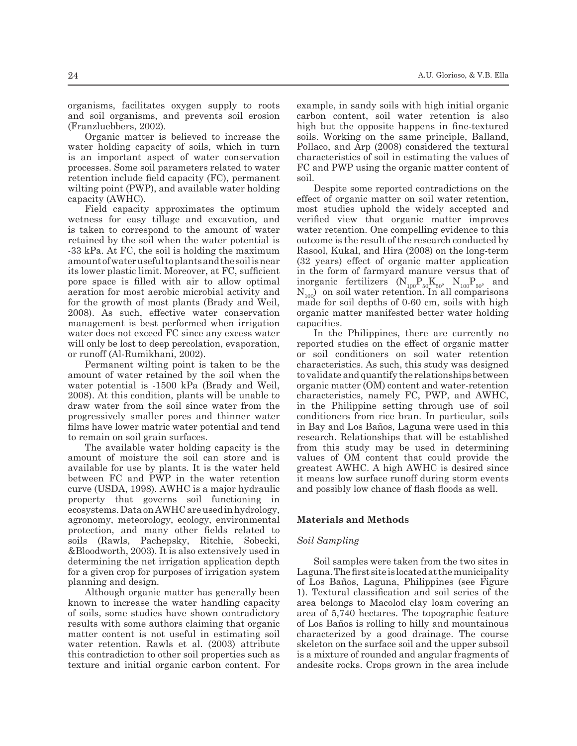organisms, facilitates oxygen supply to roots and soil organisms, and prevents soil erosion (Franzluebbers, 2002).

Organic matter is believed to increase the water holding capacity of soils, which in turn is an important aspect of water conservation processes. Some soil parameters related to water retention include field capacity (FC), permanent wilting point (PWP), and available water holding capacity (AWHC).

Field capacity approximates the optimum wetness for easy tillage and excavation, and is taken to correspond to the amount of water retained by the soil when the water potential is -33 kPa. At FC, the soil is holding the maximum amount of water useful to plants and the soil is near its lower plastic limit. Moreover, at FC, sufficient pore space is filled with air to allow optimal aeration for most aerobic microbial activity and for the growth of most plants (Brady and Weil, 2008). As such, effective water conservation management is best performed when irrigation water does not exceed FC since any excess water will only be lost to deep percolation, evaporation, or runoff (Al-Rumikhani, 2002).

Permanent wilting point is taken to be the amount of water retained by the soil when the water potential is -1500 kPa (Brady and Weil, 2008). At this condition, plants will be unable to draw water from the soil since water from the progressively smaller pores and thinner water films have lower matric water potential and tend to remain on soil grain surfaces.

The available water holding capacity is the amount of moisture the soil can store and is available for use by plants. It is the water held between FC and PWP in the water retention curve (USDA, 1998). AWHC is a major hydraulic property that governs soil functioning in ecosystems. Data on AWHC are used in hydrology, agronomy, meteorology, ecology, environmental protection, and many other fields related to soils (Rawls, Pachepsky, Ritchie, Sobecki, &Bloodworth, 2003). It is also extensively used in determining the net irrigation application depth for a given crop for purposes of irrigation system planning and design.

Although organic matter has generally been known to increase the water handling capacity of soils, some studies have shown contradictory results with some authors claiming that organic matter content is not useful in estimating soil water retention. Rawls et al. (2003) attribute this contradiction to other soil properties such as texture and initial organic carbon content. For example, in sandy soils with high initial organic carbon content, soil water retention is also high but the opposite happens in fine-textured soils. Working on the same principle, Balland, Pollaco, and Arp (2008) considered the textural characteristics of soil in estimating the values of FC and PWP using the organic matter content of soil.

Despite some reported contradictions on the effect of organic matter on soil water retention, most studies uphold the widely accepted and verified view that organic matter improves water retention. One compelling evidence to this outcome is the result of the research conducted by Rasool, Kukal, and Hira (2008) on the long-term (32 years) effect of organic matter application in the form of farmyard manure versus that of inorganic fertilizers ($N_{100}P_{50}K_{50}$, $N_{100}P_{50}$, and $N_{100}$) on soil water retention. In all comparisons made for soil depths of 0-60 cm, soils with high organic matter manifested better water holding capacities.

In the Philippines, there are currently no reported studies on the effect of organic matter or soil conditioners on soil water retention characteristics. As such, this study was designed to validate and quantify the relationships between organic matter (OM) content and water-retention characteristics, namely FC, PWP, and AWHC, in the Philippine setting through use of soil conditioners from rice bran. In particular, soils in Bay and Los Baños, Laguna were used in this research. Relationships that will be established from this study may be used in determining values of OM content that could provide the greatest AWHC. A high AWHC is desired since it means low surface runoff during storm events and possibly low chance of flash floods as well.

## Materials and Methods

### *Soil Sampling*

Soil samples were taken from the two sites in Laguna. The first site is located at the municipality of Los Baños, Laguna, Philippines (see Figure 1). Textural classification and soil series of the area belongs to Macolod clay loam covering an area of 5,740 hectares. The topographic feature of Los Baños is rolling to hilly and mountainous characterized by a good drainage. The course skeleton on the surface soil and the upper subsoil is a mixture of rounded and angular fragments of andesite rocks. Crops grown in the area include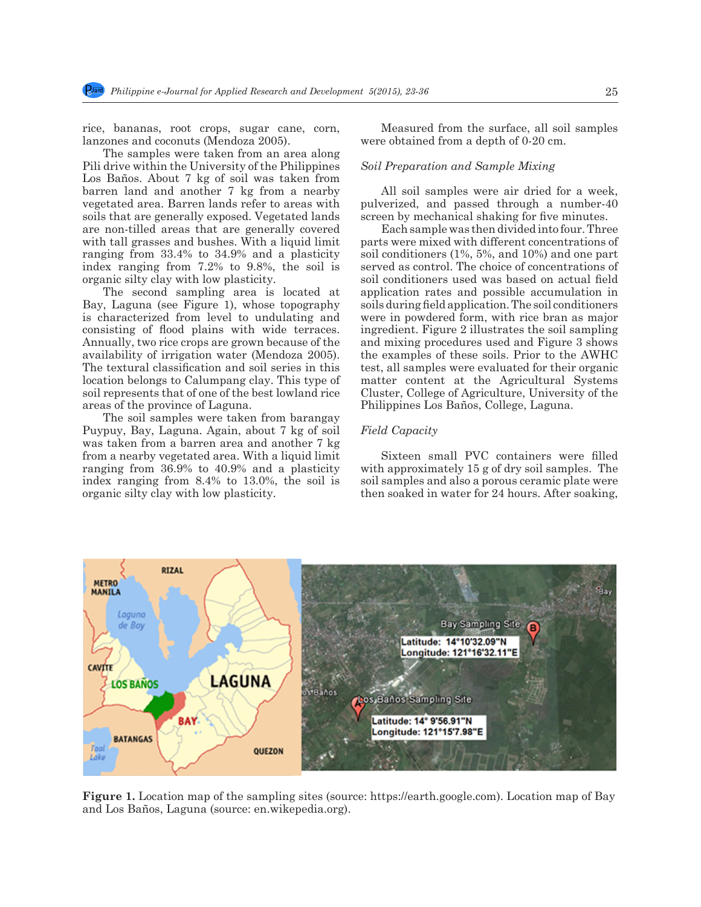rice, bananas, root crops, sugar cane, corn, lanzones and coconuts (Mendoza 2005).

The samples were taken from an area along Pili drive within the University of the Philippines Los Baños. About 7 kg of soil was taken from barren land and another 7 kg from a nearby vegetated area. Barren lands refer to areas with soils that are generally exposed. Vegetated lands are non-tilled areas that are generally covered with tall grasses and bushes. With a liquid limit ranging from 33.4% to 34.9% and a plasticity index ranging from 7.2% to 9.8%, the soil is organic silty clay with low plasticity.

The second sampling area is located at Bay, Laguna (see Figure 1), whose topography is characterized from level to undulating and consisting of flood plains with wide terraces. Annually, two rice crops are grown because of the availability of irrigation water (Mendoza 2005). The textural classification and soil series in this location belongs to Calumpang clay. This type of soil represents that of one of the best lowland rice areas of the province of Laguna.

The soil samples were taken from barangay Puypuy, Bay, Laguna. Again, about 7 kg of soil was taken from a barren area and another 7 kg from a nearby vegetated area. With a liquid limit ranging from 36.9% to 40.9% and a plasticity index ranging from 8.4% to 13.0%, the soil is organic silty clay with low plasticity.

Measured from the surface, all soil samples were obtained from a depth of 0-20 cm.

*Soil Preparation and Sample Mixing*

All soil samples were air dried for a week, pulverized, and passed through a number-40 screen by mechanical shaking for five minutes.

Each sample was then divided into four. Three parts were mixed with different concentrations of soil conditioners (1%, 5%, and 10%) and one part served as control. The choice of concentrations of soil conditioners used was based on actual field application rates and possible accumulation in soils during field application. The soil conditioners were in powdered form, with rice bran as major ingredient. Figure 2 illustrates the soil sampling and mixing procedures used and Figure 3 shows the examples of these soils. Prior to the AWHC test, all samples were evaluated for their organic matter content at the Agricultural Systems Cluster, College of Agriculture, University of the Philippines Los Baños, College, Laguna.

*Field Capacity*

Sixteen small PVC containers were filled with approximately 15 g of dry soil samples. The soil samples and also a porous ceramic plate were then soaked in water for 24 hours. After soaking,

METRO MANILA
RIZAL
Laguna de Bay
CAVITE
LOS BAÑOS
LAGUNA
BAY
BATANGAS
Taal Lake
QUEZON

Bay
Bay Sampling Site
B
Latitude: 14°10'32.09"N
Longitude: 121°16'32.11"E
Los Baños
A
Los Baños Sampling Site
Latitude: 14° 9'56.91"N
Longitude: 121°15'7.98"E

**Figure 1.** Location map of the sampling sites (source: https://earth.google.com). Location map of Bay and Los Baños, Laguna (source: en.wikepedia.org).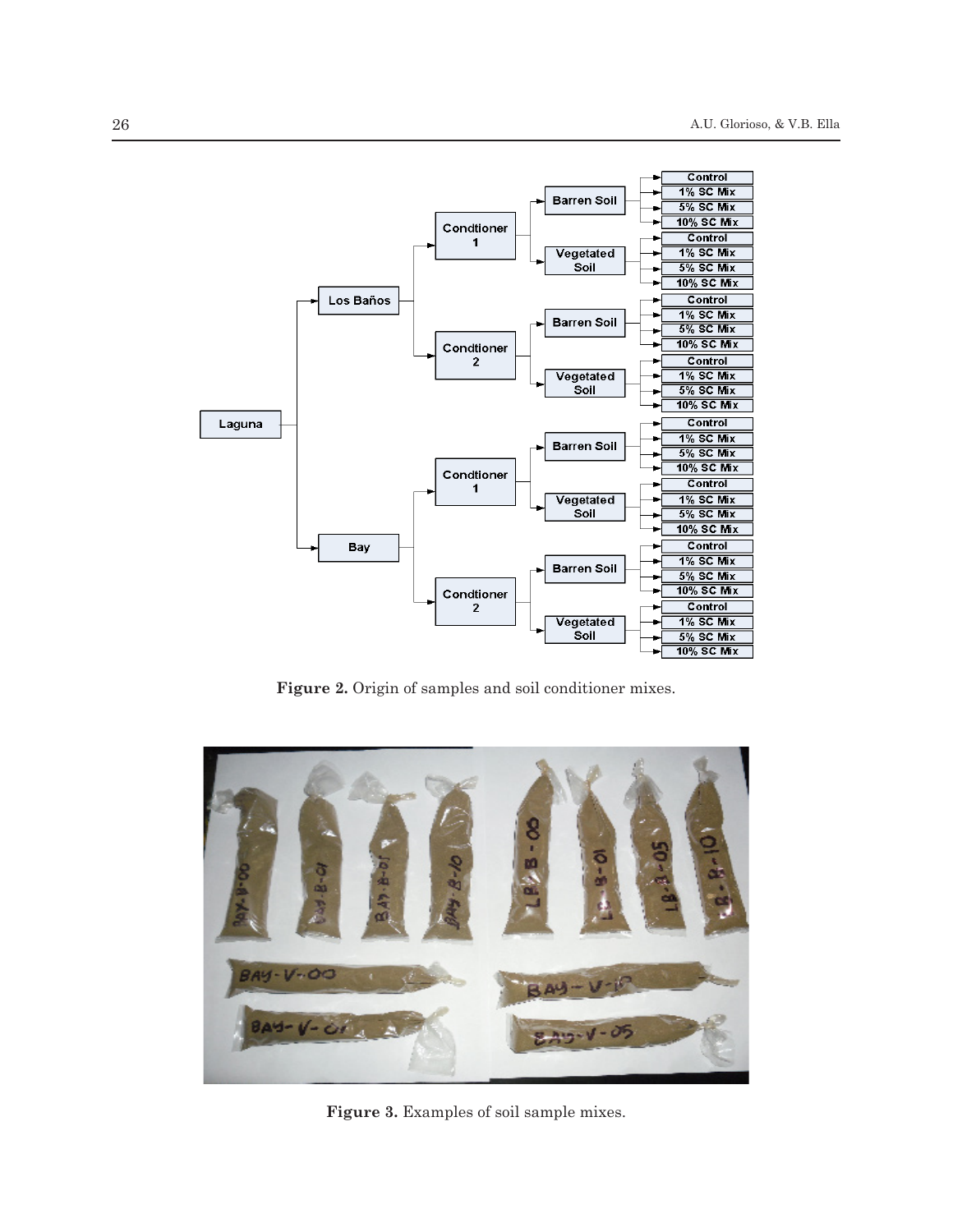Laguna

Los Baños

Condtioner 1

Barren Soil

Control

1% SC Mix

5% SC Mix

10% SC Mix

Vegetated Soil

Control

1% SC Mix

5% SC Mix

10% SC Mix

Condtioner 2

Barren Soil

Control

1% SC Mix

5% SC Mix

10% SC Mix

Vegetated Soil

Control

1% SC Mix

5% SC Mix

10% SC Mix

Bay

Condtioner 1

Barren Soil

Control

1% SC Mix

5% SC Mix

10% SC Mix

Vegetated Soil

Control

1% SC Mix

5% SC Mix

10% SC Mix

Condtioner 2

Barren Soil

Control

1% SC Mix

5% SC Mix

10% SC Mix

Vegetated Soil

Control

1% SC Mix

5% SC Mix

10% SC Mix

**Figure 2.** Origin of samples and soil conditioner mixes.

**Figure 3.** Examples of soil sample mixes.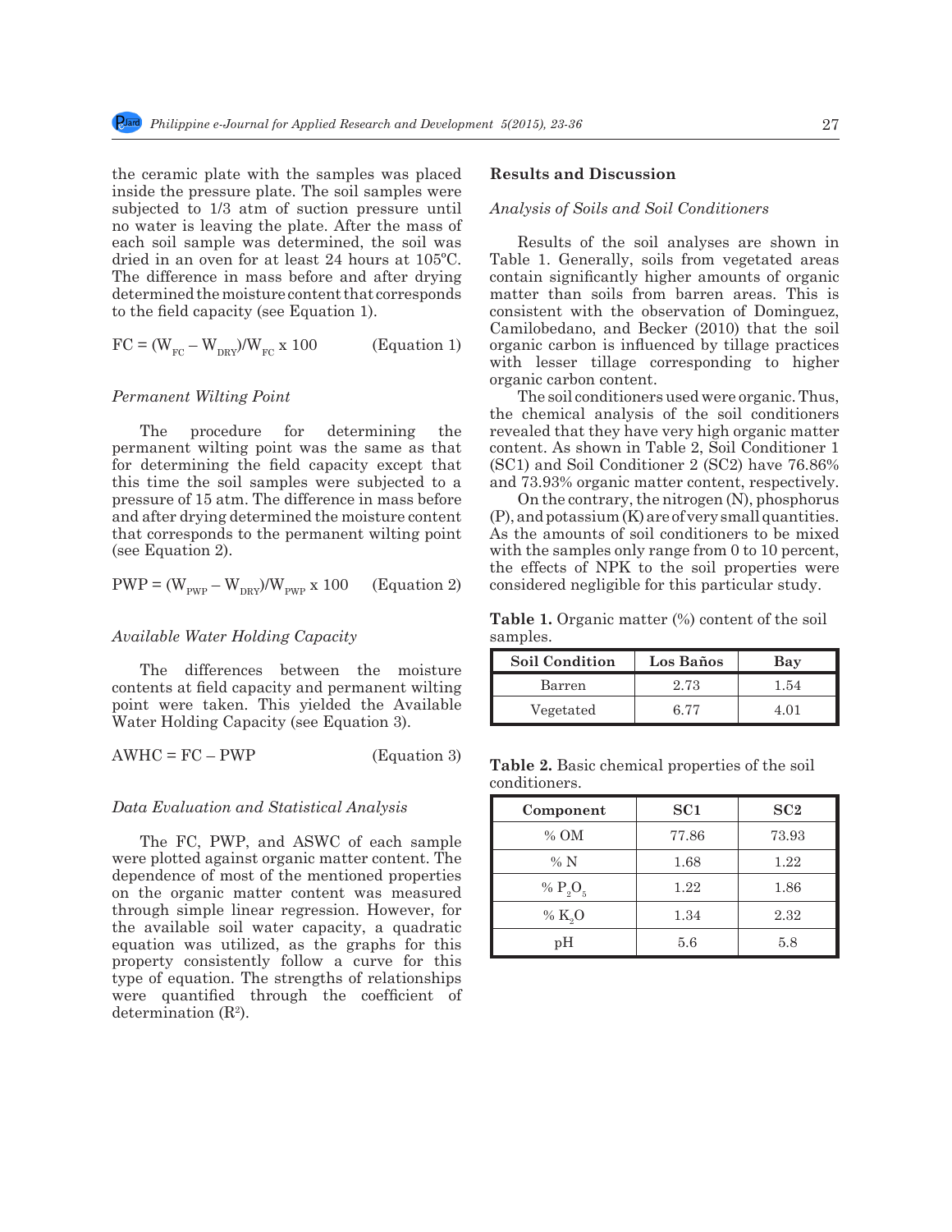the ceramic plate with the samples was placed inside the pressure plate. The soil samples were subjected to 1/3 atm of suction pressure until no water is leaving the plate. After the mass of each soil sample was determined, the soil was dried in an oven for at least 24 hours at 105ºC. The difference in mass before and after drying determined the moisture content that corresponds to the field capacity (see Equation 1).

$$FC = (W_{FC} - W_{DRY})/W_{FC} \times 100 \qquad \text{(Equation 1)}$$

*Permanent Wilting Point*

The procedure for determining the permanent wilting point was the same as that for determining the field capacity except that this time the soil samples were subjected to a pressure of 15 atm. The difference in mass before and after drying determined the moisture content that corresponds to the permanent wilting point (see Equation 2).

$$PWP = (W_{PWP} - W_{DRY})/W_{PWP} \times 100 \qquad \text{(Equation 2)}$$

*Available Water Holding Capacity*

The differences between the moisture contents at field capacity and permanent wilting point were taken. This yielded the Available Water Holding Capacity (see Equation 3).

$$AWHC = FC - PWP \qquad \text{(Equation 3)}$$

*Data Evaluation and Statistical Analysis*

The FC, PWP, and ASWC of each sample were plotted against organic matter content. The dependence of most of the mentioned properties on the organic matter content was measured through simple linear regression. However, for the available soil water capacity, a quadratic equation was utilized, as the graphs for this property consistently follow a curve for this type of equation. The strengths of relationships were quantified through the coefficient of determination ($R^2$).

## Results and Discussion

*Analysis of Soils and Soil Conditioners*

Results of the soil analyses are shown in Table 1. Generally, soils from vegetated areas contain significantly higher amounts of organic matter than soils from barren areas. This is consistent with the observation of Dominguez, Camilobedano, and Becker (2010) that the soil organic carbon is influenced by tillage practices with lesser tillage corresponding to higher organic carbon content.

The soil conditioners used were organic. Thus, the chemical analysis of the soil conditioners revealed that they have very high organic matter content. As shown in Table 2, Soil Conditioner 1 (SC1) and Soil Conditioner 2 (SC2) have 76.86% and 73.93% organic matter content, respectively.

On the contrary, the nitrogen (N), phosphorus (P), and potassium (K) are of very small quantities. As the amounts of soil conditioners to be mixed with the samples only range from 0 to 10 percent, the effects of NPK to the soil properties were considered negligible for this particular study.

**Table 1.** Organic matter (%) content of the soil samples.

| Soil Condition | Los Baños | Bay |
|---|---|---|
| Barren | 2.73 | 1.54 |
| Vegetated | 6.77 | 4.01 |

**Table 2.** Basic chemical properties of the soil conditioners.

| Component | SC1 | SC2 |
|---|---|---|
| % OM | 77.86 | 73.93 |
| % N | 1.68 | 1.22 |
| % $P_2O_5$ | 1.22 | 1.86 |
| % $K_2O$ | 1.34 | 2.32 |
| pH | 5.6 | 5.8 |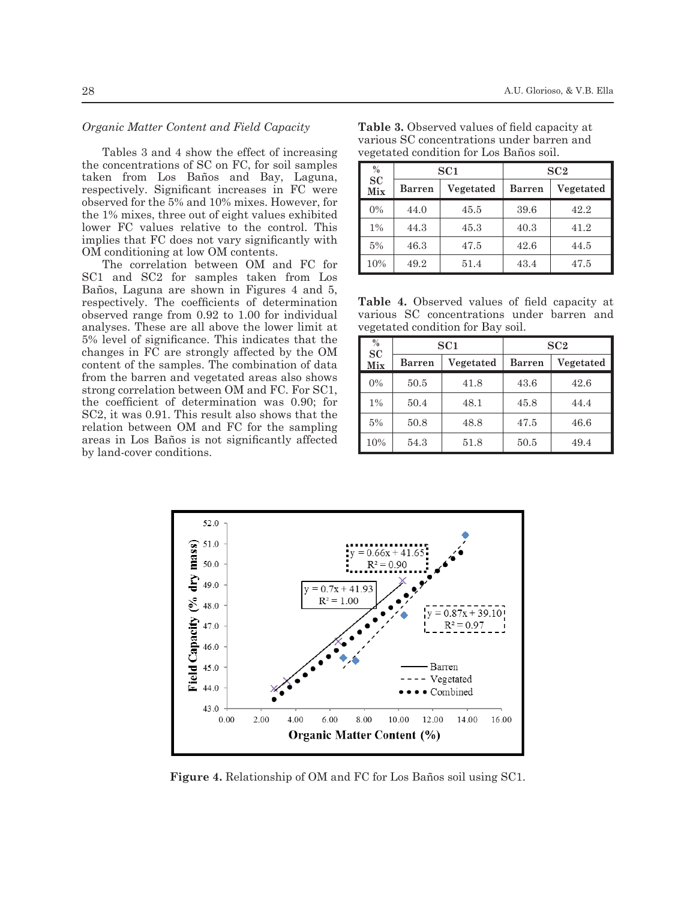*Organic Matter Content and Field Capacity*

Tables 3 and 4 show the effect of increasing the concentrations of SC on FC, for soil samples taken from Los Baños and Bay, Laguna, respectively. Significant increases in FC were observed for the 5% and 10% mixes. However, for the 1% mixes, three out of eight values exhibited lower FC values relative to the control. This implies that FC does not vary significantly with OM conditioning at low OM contents.

The correlation between OM and FC for SC1 and SC2 for samples taken from Los Baños, Laguna are shown in Figures 4 and 5, respectively. The coefficients of determination observed range from 0.92 to 1.00 for individual analyses. These are all above the lower limit at 5% level of significance. This indicates that the changes in FC are strongly affected by the OM content of the samples. The combination of data from the barren and vegetated areas also shows strong correlation between OM and FC. For SC1, the coefficient of determination was 0.90; for SC2, it was 0.91. This result also shows that the relation between OM and FC for the sampling areas in Los Baños is not significantly affected by land-cover conditions.

**Table 3.** Observed values of field capacity at various SC concentrations under barren and vegetated condition for Los Baños soil.

| % SC Mix | SC1 | | SC2 | |
|---|---|---|---|---|
| | **Barren** | **Vegetated** | **Barren** | **Vegetated** |
| 0% | 44.0 | 45.5 | 39.6 | 42.2 |
| 1% | 44.3 | 45.3 | 40.3 | 41.2 |
| 5% | 46.3 | 47.5 | 42.6 | 44.5 |
| 10% | 49.2 | 51.4 | 43.4 | 47.5 |

**Table 4.** Observed values of field capacity at various SC concentrations under barren and vegetated condition for Bay soil.

| % SC Mix | SC1 | | SC2 | |
|---|---|---|---|---|
| | **Barren** | **Vegetated** | **Barren** | **Vegetated** |
| 0% | 50.5 | 41.8 | 43.6 | 42.6 |
| 1% | 50.4 | 48.1 | 45.8 | 44.4 |
| 5% | 50.8 | 48.8 | 47.5 | 46.6 |
| 10% | 54.3 | 51.8 | 50.5 | 49.4 |

y = 0.66x + 41.65
R² = 0.90

y = 0.7x + 41.93
R² = 1.00

y = 0.87x + 39.10
R² = 0.97

Barren
Vegetated
Combined

Field Capacity (% dry mass)

Organic Matter Content (%)

**Figure 4.** Relationship of OM and FC for Los Baños soil using SC1.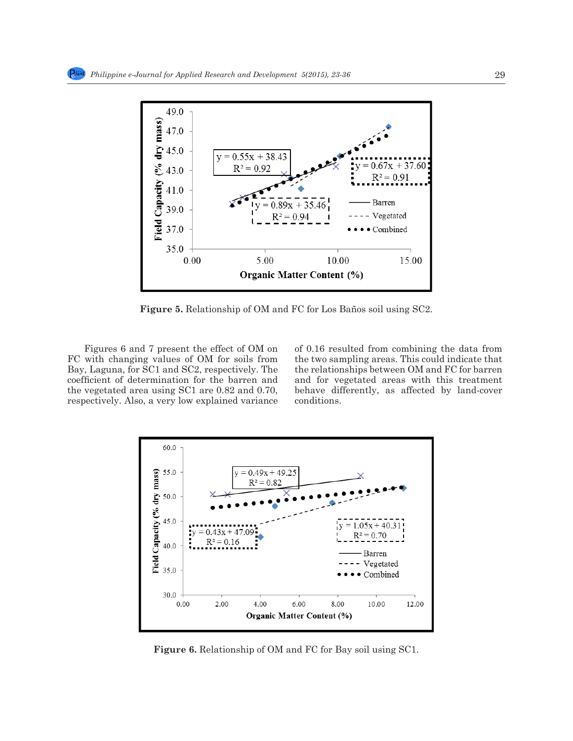Field Capacity (% dry mass)

49.0
47.0
45.0
43.0
41.0
39.0
37.0
35.0

0.00
5.00
10.00
15.00

Organic Matter Content (%)

y = 0.55x + 38.43
$R^2$ = 0.92

y = 0.67x + 37.60
$R^2$ = 0.91

y = 0.89x + 35.46
$R^2$ = 0.94

Barren
Vegetated
Combined

**Figure 5.** Relationship of OM and FC for Los Baños soil using SC2.

Figures 6 and 7 present the effect of OM on FC with changing values of OM for soils from Bay, Laguna, for SC1 and SC2, respectively. The coefficient of determination for the barren and the vegetated area using SC1 are 0.82 and 0.70, respectively. Also, a very low explained variance of 0.16 resulted from combining the data from the two sampling areas. This could indicate that the relationships between OM and FC for barren and for vegetated areas with this treatment behave differently, as affected by land-cover conditions.

Field Capacity (% dry mass)

60.0
55.0
50.0
45.0
40.0
35.0
30.0

0.00
2.00
4.00
6.00
8.00
10.00
12.00

Organic Matter Content (%)

y = 0.49x + 49.25
$R^2$ = 0.82

y = 0.43x + 47.09
$R^2$ = 0.16

y = 1.05x + 40.31
$R^2$ = 0.70

Barren
Vegetated
Combined

**Figure 6.** Relationship of OM and FC for Bay soil using SC1.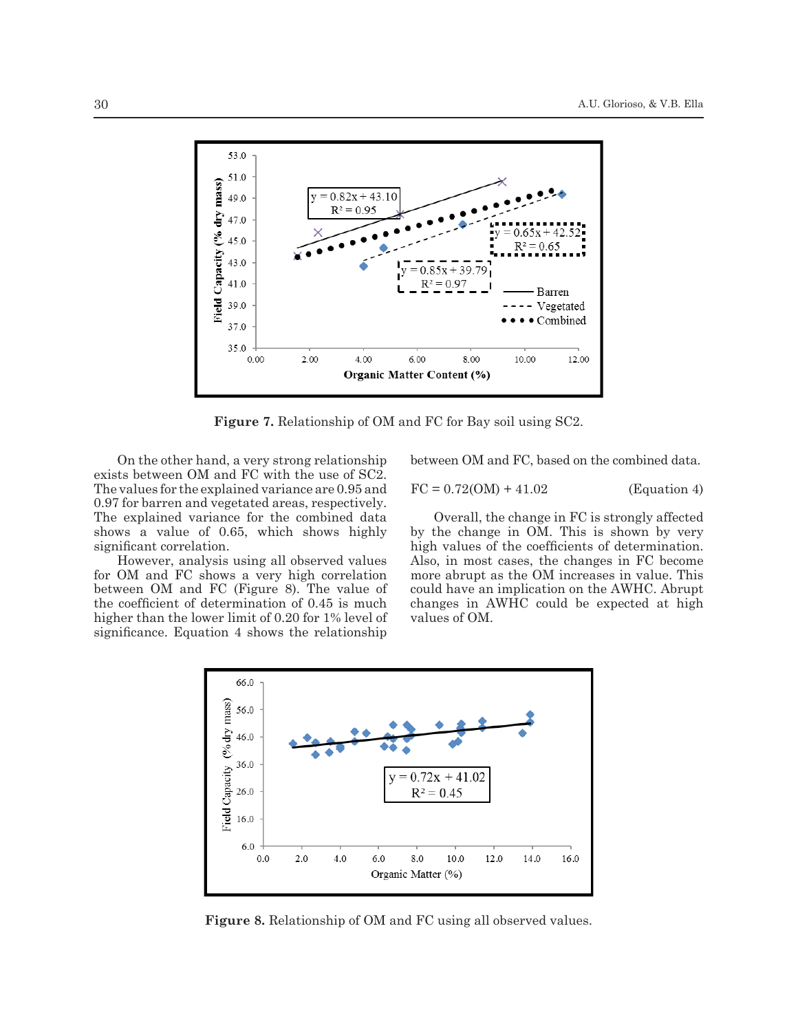53.0
51.0
49.0
47.0
45.0
43.0
41.0
39.0
37.0
35.0

Field Capacity (% dry mass)

0.00
2.00
4.00
6.00
8.00
10.00
12.00

Organic Matter Content (%)

y = 0.82x + 43.10
R² = 0.95

y = 0.65x + 42.52
R² = 0.65

y = 0.85x + 39.79
R² = 0.97

Barren
Vegetated
Combined

**Figure 7.** Relationship of OM and FC for Bay soil using SC2.

On the other hand, a very strong relationship exists between OM and FC with the use of SC2. The values for the explained variance are 0.95 and 0.97 for barren and vegetated areas, respectively. The explained variance for the combined data shows a value of 0.65, which shows highly significant correlation.

However, analysis using all observed values for OM and FC shows a very high correlation between OM and FC (Figure 8). The value of the coefficient of determination of 0.45 is much higher than the lower limit of 0.20 for 1% level of significance. Equation 4 shows the relationship between OM and FC, based on the combined data.

$$FC = 0.72(OM) + 41.02 \qquad \text{(Equation 4)}$$

Overall, the change in FC is strongly affected by the change in OM. This is shown by very high values of the coefficients of determination. Also, in most cases, the changes in FC become more abrupt as the OM increases in value. This could have an implication on the AWHC. Abrupt changes in AWHC could be expected at high values of OM.

66.0
56.0
46.0
36.0
26.0
16.0
6.0

Field Capacity (% dry mass)

0.0
2.0
4.0
6.0
8.0
10.0
12.0
14.0
16.0

Organic Matter (%)

y = 0.72x + 41.02
R² = 0.45

**Figure 8.** Relationship of OM and FC using all observed values.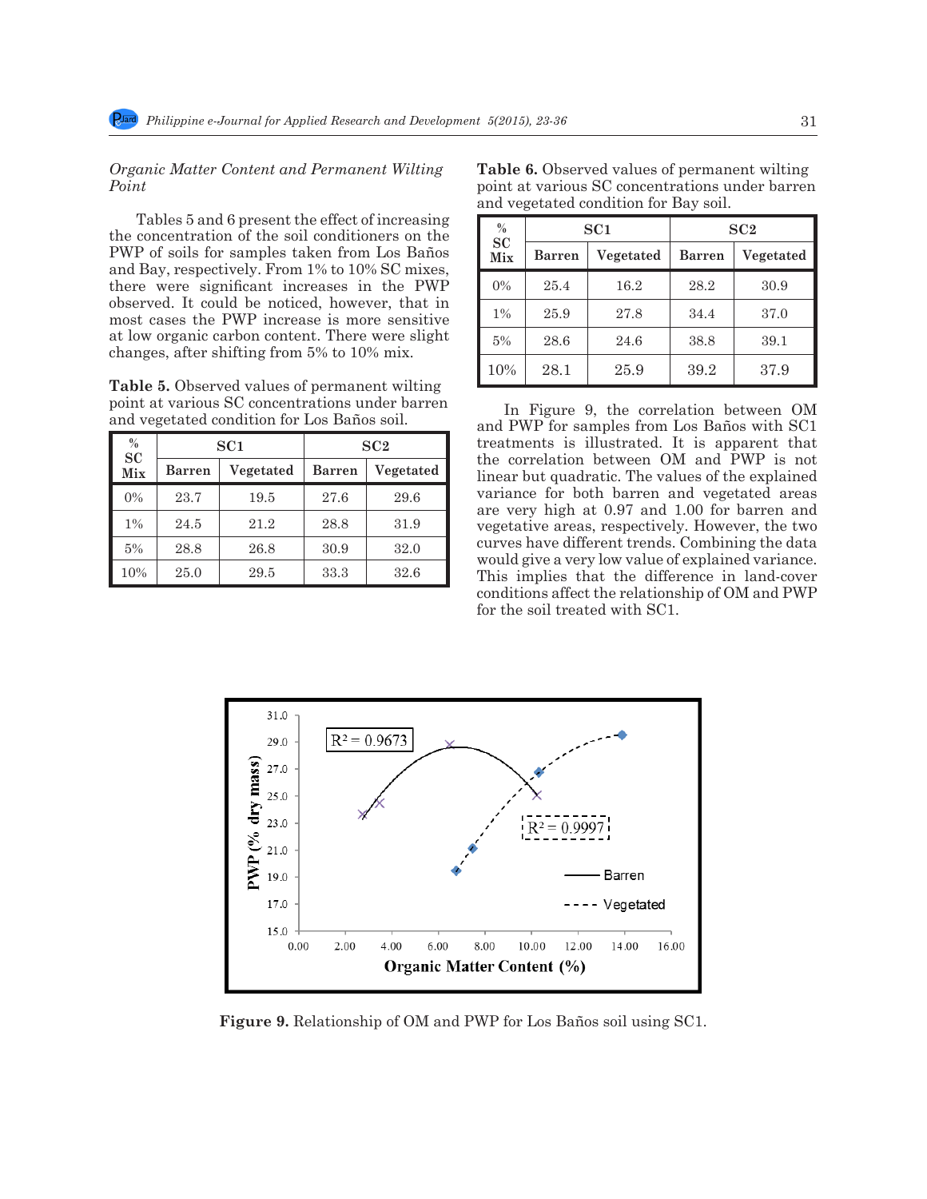### *Organic Matter Content and Permanent Wilting Point*

Tables 5 and 6 present the effect of increasing the concentration of the soil conditioners on the PWP of soils for samples taken from Los Baños and Bay, respectively. From 1% to 10% SC mixes, there were significant increases in the PWP observed. It could be noticed, however, that in most cases the PWP increase is more sensitive at low organic carbon content. There were slight changes, after shifting from 5% to 10% mix.

**Table 5.** Observed values of permanent wilting point at various SC concentrations under barren and vegetated condition for Los Baños soil.

| % SC Mix | SC1 | | SC2 | |
|---|---|---|---|---|
| | Barren | Vegetated | Barren | Vegetated |
| 0% | 23.7 | 19.5 | 27.6 | 29.6 |
| 1% | 24.5 | 21.2 | 28.8 | 31.9 |
| 5% | 28.8 | 26.8 | 30.9 | 32.0 |
| 10% | 25.0 | 29.5 | 33.3 | 32.6 |

**Table 6.** Observed values of permanent wilting point at various SC concentrations under barren and vegetated condition for Bay soil.

| % SC Mix | SC1 | | SC2 | |
|---|---|---|---|---|
| | Barren | Vegetated | Barren | Vegetated |
| 0% | 25.4 | 16.2 | 28.2 | 30.9 |
| 1% | 25.9 | 27.8 | 34.4 | 37.0 |
| 5% | 28.6 | 24.6 | 38.8 | 39.1 |
| 10% | 28.1 | 25.9 | 39.2 | 37.9 |

In Figure 9, the correlation between OM and PWP for samples from Los Baños with SC1 treatments is illustrated. It is apparent that the correlation between OM and PWP is not linear but quadratic. The values of the explained variance for both barren and vegetated areas are very high at 0.97 and 1.00 for barren and vegetative areas, respectively. However, the two curves have different trends. Combining the data would give a very low value of explained variance. This implies that the difference in land-cover conditions affect the relationship of OM and PWP for the soil treated with SC1.

$R^2 = 0.9673$

$R^2 = 0.9997$

Barren

Vegetated

PWP (% dry mass)

Organic Matter Content (%)

31.0
29.0
27.0
25.0
23.0
21.0
19.0
17.0
15.0

0.00
2.00
4.00
6.00
8.00
10.00
12.00
14.00
16.00

**Figure 9.** Relationship of OM and PWP for Los Baños soil using SC1.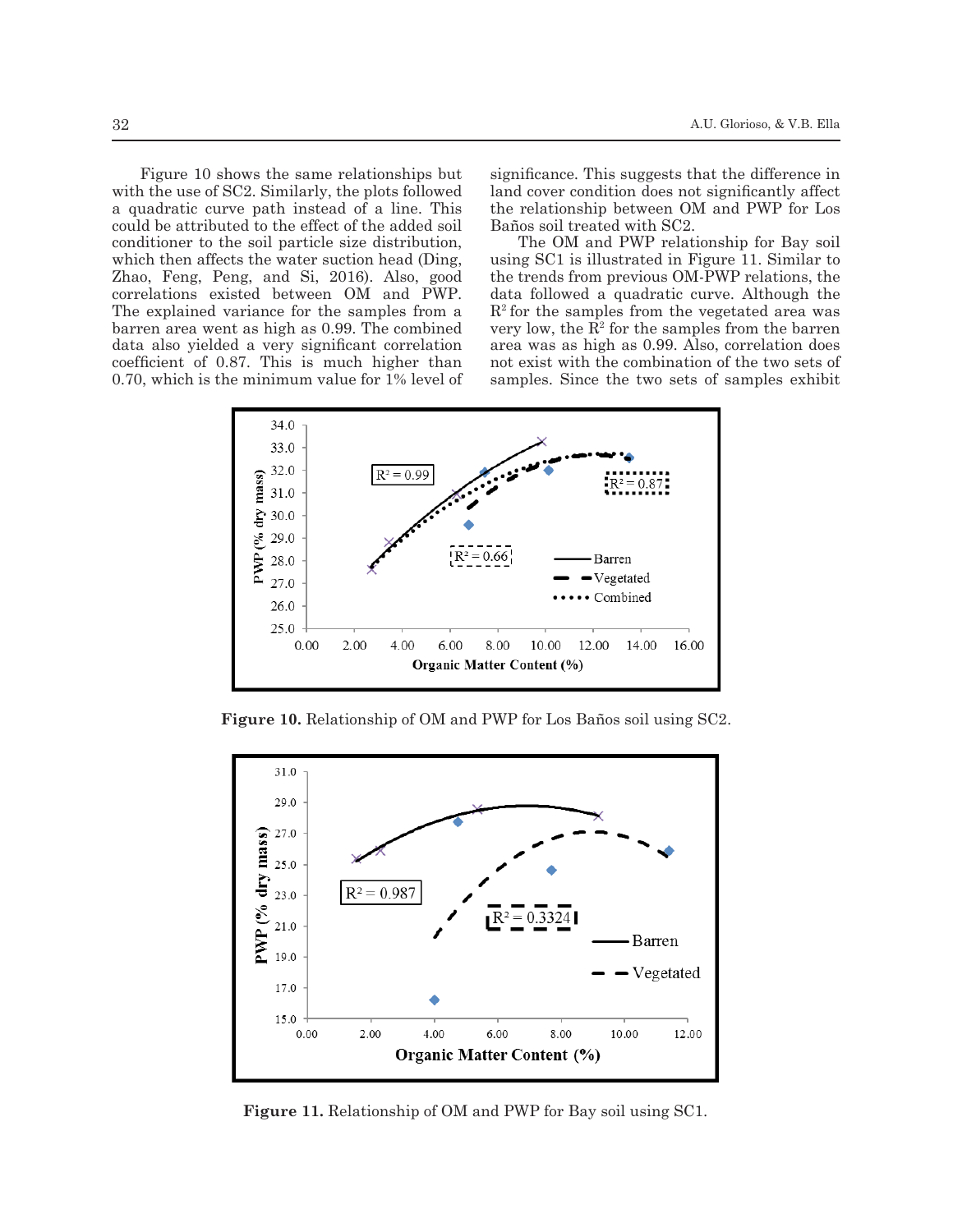Figure 10 shows the same relationships but with the use of SC2. Similarly, the plots followed a quadratic curve path instead of a line. This could be attributed to the effect of the added soil conditioner to the soil particle size distribution, which then affects the water suction head (Ding, Zhao, Feng, Peng, and Si, 2016). Also, good correlations existed between OM and PWP. The explained variance for the samples from a barren area went as high as 0.99. The combined data also yielded a very significant correlation coefficient of 0.87. This is much higher than 0.70, which is the minimum value for 1% level of significance. This suggests that the difference in land cover condition does not significantly affect the relationship between OM and PWP for Los Baños soil treated with SC2.

The OM and PWP relationship for Bay soil using SC1 is illustrated in Figure 11. Similar to the trends from previous OM-PWP relations, the data followed a quadratic curve. Although the $R^2$ for the samples from the vegetated area was very low, the $R^2$ for the samples from the barren area was as high as 0.99. Also, correlation does not exist with the combination of the two sets of samples. Since the two sets of samples exhibit

PWP (% dry mass)
34.0
33.0
32.0
31.0
30.0
29.0
28.0
27.0
26.0
25.0
0.00 2.00 4.00 6.00 8.00 10.00 12.00 14.00 16.00
Organic Matter Content (%)
$R^2$ = 0.99
$R^2$ = 0.87
$R^2$ = 0.66
Barren
Vegetated
Combined

**Figure 10.** Relationship of OM and PWP for Los Baños soil using SC2.

PWP (% dry mass)
31.0
29.0
27.0
25.0
23.0
21.0
19.0
17.0
15.0
0.00 2.00 4.00 6.00 8.00 10.00 12.00
Organic Matter Content (%)
$R^2$ = 0.987
$R^2$ = 0.3324
Barren
Vegetated

**Figure 11.** Relationship of OM and PWP for Bay soil using SC1.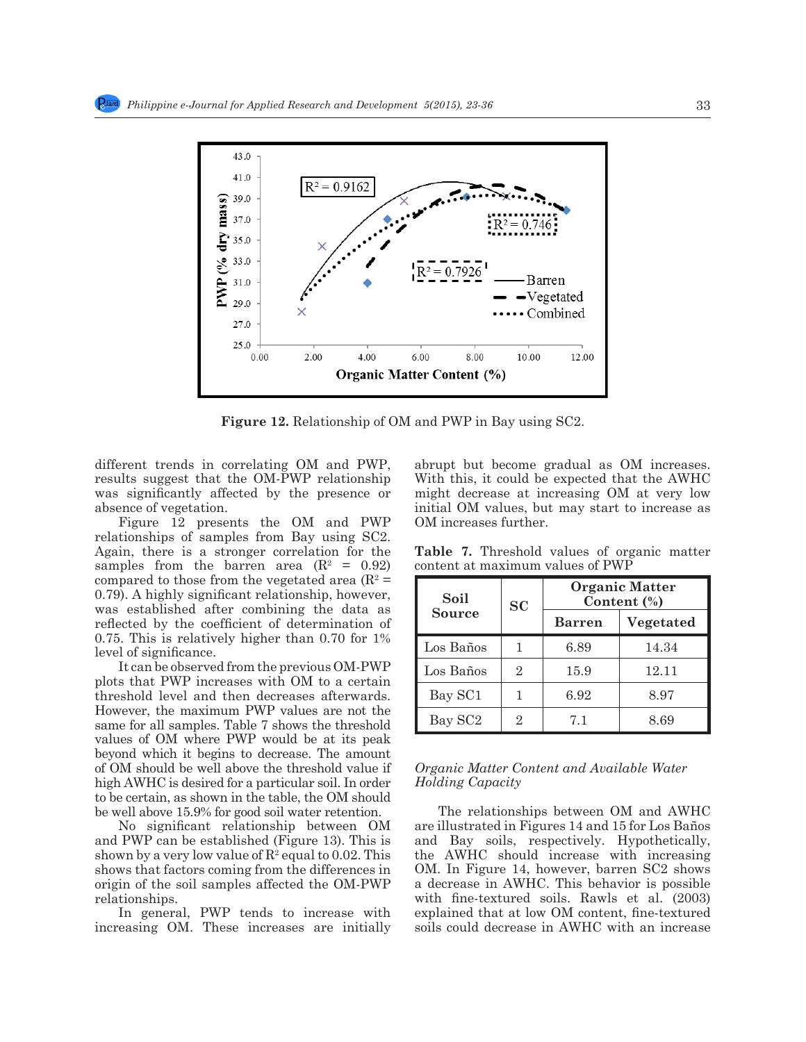43.0
41.0
39.0
37.0
35.0
33.0
31.0
29.0
27.0
25.0

PWP (% dry mass)

$R^2 = 0.9162$

$R^2 = 0.746$

$R^2 = 0.7926$

Barren
Vegetated
Combined

0.00 2.00 4.00 6.00 8.00 10.00 12.00

Organic Matter Content (%)

**Figure 12.** Relationship of OM and PWP in Bay using SC2.

different trends in correlating OM and PWP, results suggest that the OM-PWP relationship was significantly affected by the presence or absence of vegetation.

Figure 12 presents the OM and PWP relationships of samples from Bay using SC2. Again, there is a stronger correlation for the samples from the barren area ($R^2$ = 0.92) compared to those from the vegetated area ($R^2$ = 0.79). A highly significant relationship, however, was established after combining the data as reflected by the coefficient of determination of 0.75. This is relatively higher than 0.70 for 1% level of significance.

It can be observed from the previous OM-PWP plots that PWP increases with OM to a certain threshold level and then decreases afterwards. However, the maximum PWP values are not the same for all samples. Table 7 shows the threshold values of OM where PWP would be at its peak beyond which it begins to decrease. The amount of OM should be well above the threshold value if high AWHC is desired for a particular soil. In order to be certain, as shown in the table, the OM should be well above 15.9% for good soil water retention.

No significant relationship between OM and PWP can be established (Figure 13). This is shown by a very low value of $R^2$ equal to 0.02. This shows that factors coming from the differences in origin of the soil samples affected the OM-PWP relationships.

In general, PWP tends to increase with increasing OM. These increases are initially abrupt but become gradual as OM increases. With this, it could be expected that the AWHC might decrease at increasing OM at very low initial OM values, but may start to increase as OM increases further.

**Table 7.** Threshold values of organic matter content at maximum values of PWP

| Soil Source | SC | Organic Matter Content (%) | |
|---|---|---|---|
| | | Barren | Vegetated |
| Los Baños | 1 | 6.89 | 14.34 |
| Los Baños | 2 | 15.9 | 12.11 |
| Bay SC1 | 1 | 6.92 | 8.97 |
| Bay SC2 | 2 | 7.1 | 8.69 |

## *Organic Matter Content and Available Water Holding Capacity*

The relationships between OM and AWHC are illustrated in Figures 14 and 15 for Los Baños and Bay soils, respectively. Hypothetically, the AWHC should increase with increasing OM. In Figure 14, however, barren SC2 shows a decrease in AWHC. This behavior is possible with fine-textured soils. Rawls et al. (2003) explained that at low OM content, fine-textured soils could decrease in AWHC with an increase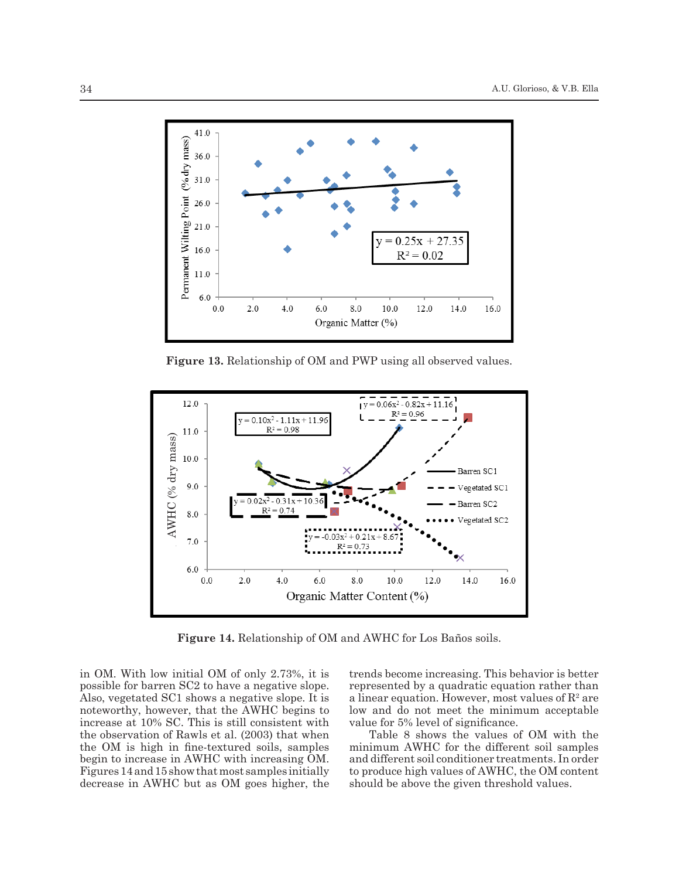Permanent Wilting Point (% dry mass)

41.0
36.0
31.0
26.0
21.0
16.0
11.0
6.0

0.0 2.0 4.0 6.0 8.0 10.0 12.0 14.0 16.0

Organic Matter (%)

$y = 0.25x + 27.35$
$R^2 = 0.02$

**Figure 13.** Relationship of OM and PWP using all observed values.

AWHC (% dry mass)

12.0
11.0
10.0
9.0
8.0
7.0
6.0

0.0 2.0 4.0 6.0 8.0 10.0 12.0 14.0 16.0

Organic Matter Content (%)

$y = 0.10x^2 - 1.11x + 11.96$
$R^2 = 0.98$

$y = 0.06x^2 - 0.82x + 11.16$
$R^2 = 0.96$

$y = 0.02x^2 - 0.31x + 10.36$
$R^2 = 0.74$

$y = -0.03x^2 + 0.21x + 8.67$
$R^2 = 0.73$

Barren SC1
Vegetated SC1
Barren SC2
Vegetated SC2

**Figure 14.** Relationship of OM and AWHC for Los Baños soils.

in OM. With low initial OM of only 2.73%, it is possible for barren SC2 to have a negative slope. Also, vegetated SC1 shows a negative slope. It is noteworthy, however, that the AWHC begins to increase at 10% SC. This is still consistent with the observation of Rawls et al. (2003) that when the OM is high in fine-textured soils, samples begin to increase in AWHC with increasing OM. Figures 14 and 15 show that most samples initially decrease in AWHC but as OM goes higher, the trends become increasing. This behavior is better represented by a quadratic equation rather than a linear equation. However, most values of $R^2$ are low and do not meet the minimum acceptable value for 5% level of significance.

Table 8 shows the values of OM with the minimum AWHC for the different soil samples and different soil conditioner treatments. In order to produce high values of AWHC, the OM content should be above the given threshold values.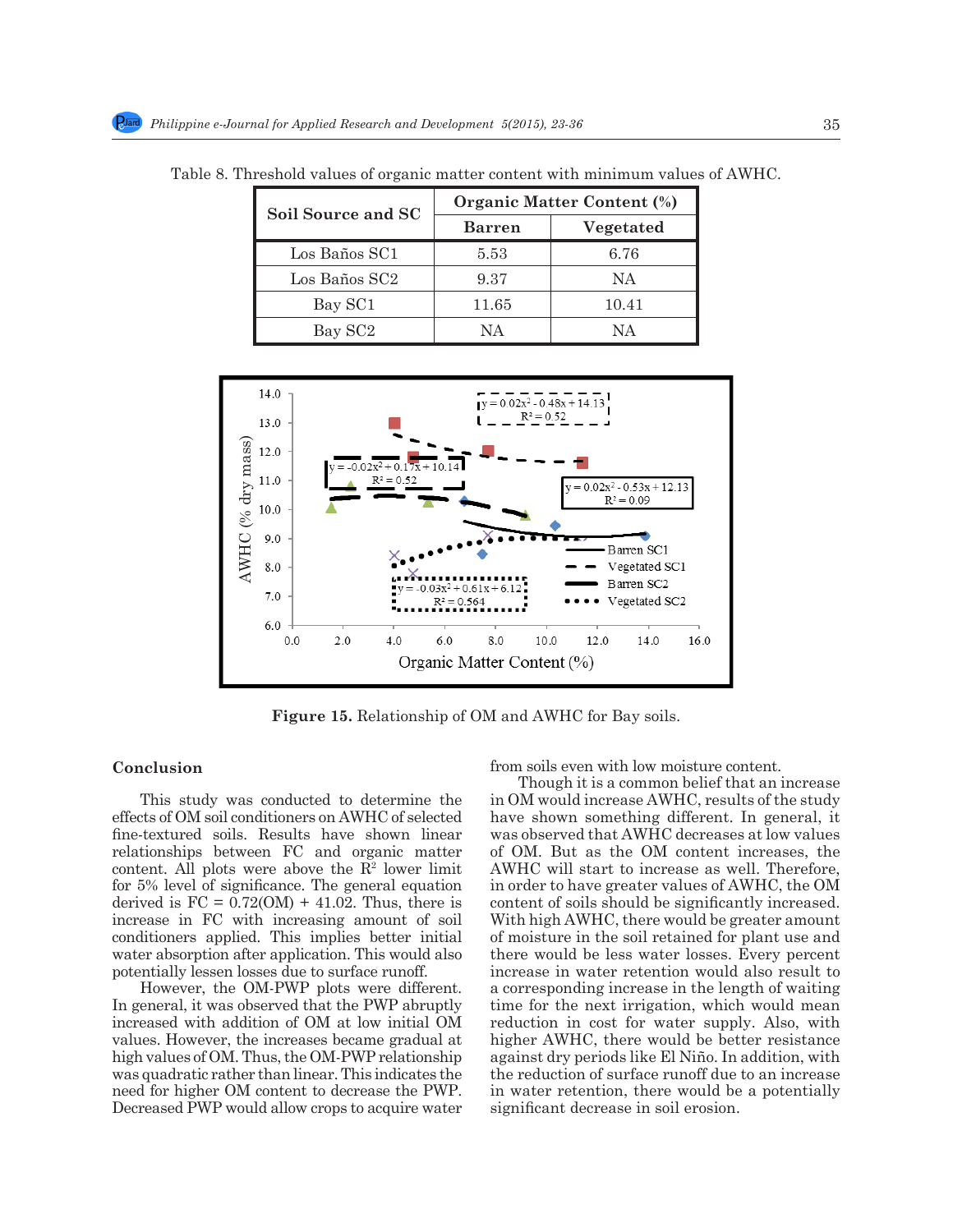Table 8. Threshold values of organic matter content with minimum values of AWHC.

| Soil Source and SC | Organic Matter Content (%) | |
|---|---|---|
| | Barren | Vegetated |
| Los Baños SC1 | 5.53 | 6.76 |
| Los Baños SC2 | 9.37 | NA |
| Bay SC1 | 11.65 | 10.41 |
| Bay SC2 | NA | NA |

$y = 0.02x^2 - 0.48x + 14.13$
$R^2 = 0.52$

$y = -0.02x^2 + 0.17x + 10.14$
$R^2 = 0.52$

$y = 0.02x^2 - 0.53x + 12.13$
$R^2 = 0.09$

$y = -0.03x^2 + 0.61x + 6.12$
$R^2 = 0.564$

Barren SC1
Vegetated SC1
Barren SC2
Vegetated SC2

AWHC (% dry mass)

Organic Matter Content (%)

**Figure 15.** Relationship of OM and AWHC for Bay soils.

## Conclusion

This study was conducted to determine the effects of OM soil conditioners on AWHC of selected fine-textured soils. Results have shown linear relationships between FC and organic matter content. All plots were above the $R^2$ lower limit for 5% level of significance. The general equation derived is FC = 0.72(OM) + 41.02. Thus, there is increase in FC with increasing amount of soil conditioners applied. This implies better initial water absorption after application. This would also potentially lessen losses due to surface runoff.

However, the OM-PWP plots were different. In general, it was observed that the PWP abruptly increased with addition of OM at low initial OM values. However, the increases became gradual at high values of OM. Thus, the OM-PWP relationship was quadratic rather than linear. This indicates the need for higher OM content to decrease the PWP. Decreased PWP would allow crops to acquire water from soils even with low moisture content.

Though it is a common belief that an increase in OM would increase AWHC, results of the study have shown something different. In general, it was observed that AWHC decreases at low values of OM. But as the OM content increases, the AWHC will start to increase as well. Therefore, in order to have greater values of AWHC, the OM content of soils should be significantly increased. With high AWHC, there would be greater amount of moisture in the soil retained for plant use and there would be less water losses. Every percent increase in water retention would also result to a corresponding increase in the length of waiting time for the next irrigation, which would mean reduction in cost for water supply. Also, with higher AWHC, there would be better resistance against dry periods like El Niño. In addition, with the reduction of surface runoff due to an increase in water retention, there would be a potentially significant decrease in soil erosion.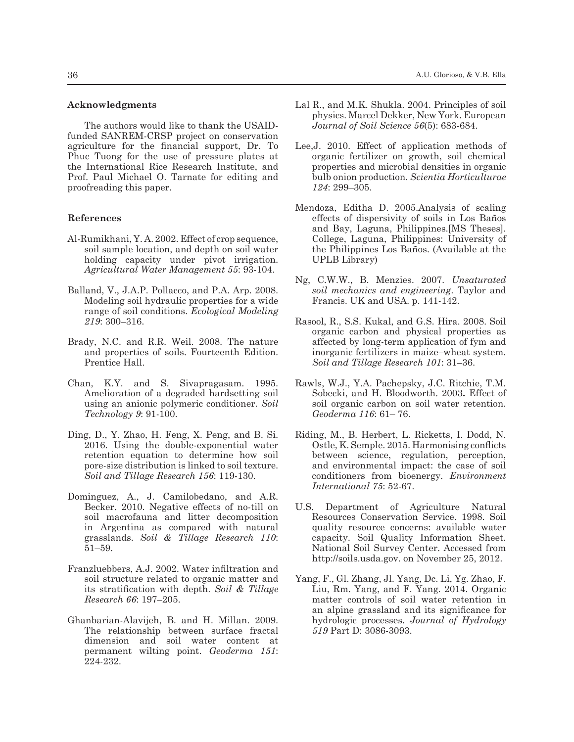### Acknowledgments

The authors would like to thank the USAID-funded SANREM-CRSP project on conservation agriculture for the financial support, Dr. To Phuc Tuong for the use of pressure plates at the International Rice Research Institute, and Prof. Paul Michael O. Tarnate for editing and proofreading this paper.

### References

Al-Rumikhani, Y. A. 2002. Effect of crop sequence, soil sample location, and depth on soil water holding capacity under pivot irrigation. *Agricultural Water Management 55*: 93-104.

Balland, V., J.A.P. Pollacco, and P.A. Arp. 2008. Modeling soil hydraulic properties for a wide range of soil conditions. *Ecological Modeling 219*: 300–316.

Brady, N.C. and R.R. Weil. 2008. The nature and properties of soils. Fourteenth Edition. Prentice Hall.

Chan, K.Y. and S. Sivapragasam. 1995. Amelioration of a degraded hardsetting soil using an anionic polymeric conditioner. *Soil Technology 9*: 91-100.

Ding, D., Y. Zhao, H. Feng, X. Peng, and B. Si. 2016. Using the double-exponential water retention equation to determine how soil pore-size distribution is linked to soil texture. *Soil and Tillage Research 156*: 119-130.

Dominguez, A., J. Camilobedano, and A.R. Becker. 2010. Negative effects of no-till on soil macrofauna and litter decomposition in Argentina as compared with natural grasslands. *Soil & Tillage Research 110*: 51–59.

Franzluebbers, A.J. 2002. Water infiltration and soil structure related to organic matter and its stratification with depth. *Soil & Tillage Research 66*: 197–205.

Ghanbarian-Alavijeh, B. and H. Millan. 2009. The relationship between surface fractal dimension and soil water content at permanent wilting point. *Geoderma 151*: 224-232.

Lal R., and M.K. Shukla. 2004. Principles of soil physics. Marcel Dekker, New York. European *Journal of Soil Science 56*(5): 683-684.

Lee,J. 2010. Effect of application methods of organic fertilizer on growth, soil chemical properties and microbial densities in organic bulb onion production. *Scientia Horticulturae 124*: 299–305.

Mendoza, Editha D. 2005.Analysis of scaling effects of dispersivity of soils in Los Baños and Bay, Laguna, Philippines.[MS Theses]. College, Laguna, Philippines: University of the Philippines Los Baños. (Available at the UPLB Library)

Ng, C.W.W., B. Menzies. 2007. *Unsaturated soil mechanics and engineering*. Taylor and Francis. UK and USA. p. 141-142.

Rasool, R., S.S. Kukal, and G.S. Hira. 2008. Soil organic carbon and physical properties as affected by long-term application of fym and inorganic fertilizers in maize–wheat system. *Soil and Tillage Research 101*: 31–36.

Rawls, W.J., Y.A. Pachepsky, J.C. Ritchie, T.M. Sobecki, and H. Bloodworth. 2003**.** Effect of soil organic carbon on soil water retention. *Geoderma 116*: 61– 76.

Riding, M., B. Herbert, L. Ricketts, I. Dodd, N. Ostle, K. Semple. 2015. Harmonising conflicts between science, regulation, perception, and environmental impact: the case of soil conditioners from bioenergy. *Environment International 75*: 52-67.

U.S. Department of Agriculture Natural Resources Conservation Service. 1998. Soil quality resource concerns: available water capacity. Soil Quality Information Sheet. National Soil Survey Center. Accessed from http://soils.usda.gov. on November 25, 2012.

Yang, F., Gl. Zhang, Jl. Yang, Dc. Li, Yg. Zhao, F. Liu, Rm. Yang, and F. Yang. 2014. Organic matter controls of soil water retention in an alpine grassland and its significance for hydrologic processes. *Journal of Hydrology 519* Part D: 3086-3093.